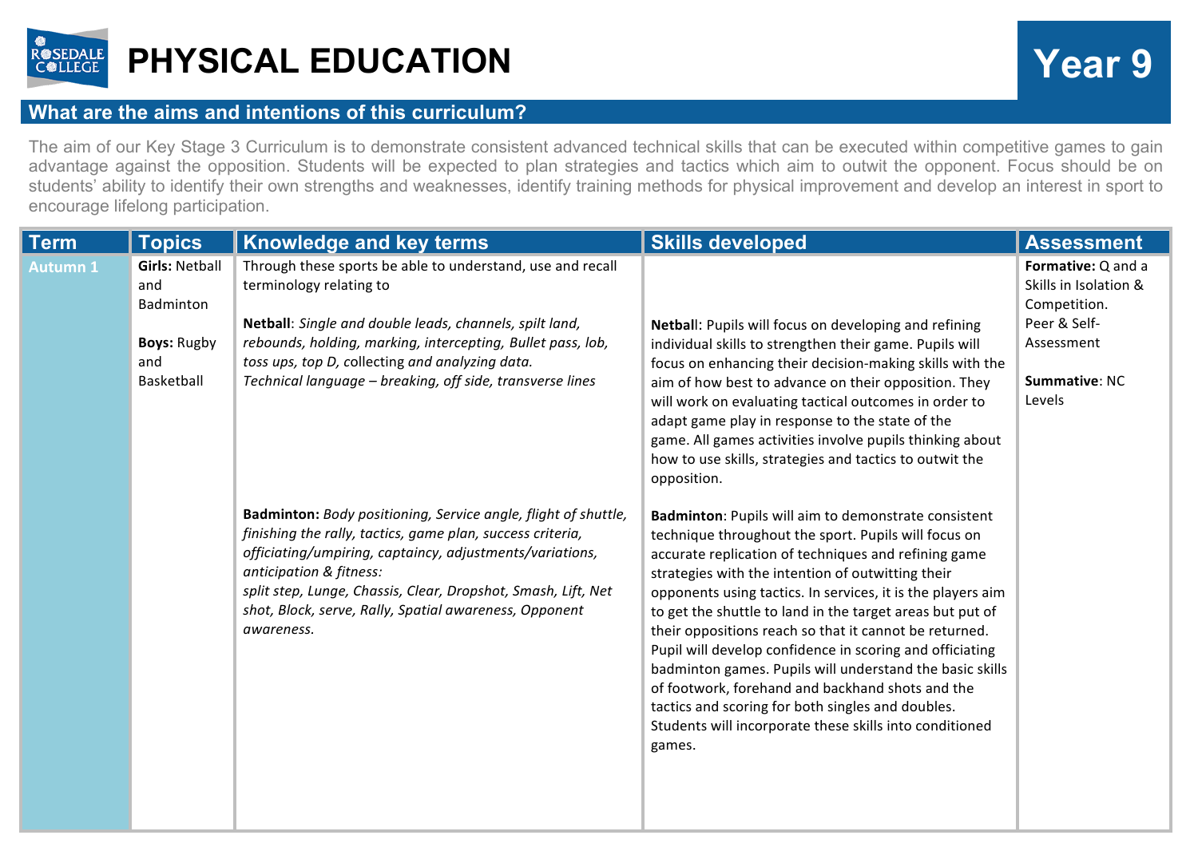# PHYSICAL EDUCATION

# Year 9

## What are the aims and intentions of this curriculum?

The aim of our Key Stage 3 Curriculum is to demonstrate consistent advanced technical skills that can be executed within competitive games to gain advantage against the opposition. Students will be expected to plan strategies and tactics which aim to outwit the opponent. Focus should be on students' ability to identify their own strengths and weaknesses, identify training methods for physical improvement and develop an interest in sport to encourage lifelong participation.

| Term | Topics | Knowledge and key terms | Skills developed | Assessment |
|---|---|---|---|---|
| Autumn 1 | **Girls:** Netball and Badminton<br><br>**Boys:** Rugby and Basketball | Through these sports be able to understand, use and recall terminology relating to<br><br>**Netball**: *Single and double leads, channels, spilt land, rebounds, holding, marking, intercepting, Bullet pass, lob, toss ups, top D,* collecting *and analyzing data.*<br>*Technical language – breaking, off side, transverse lines* | **Netball**: Pupils will focus on developing and refining individual skills to strengthen their game. Pupils will focus on enhancing their decision-making skills with the aim of how best to advance on their opposition. They will work on evaluating tactical outcomes in order to adapt game play in response to the state of the game. All games activities involve pupils thinking about how to use skills, strategies and tactics to outwit the opposition. | **Formative:** Q and a Skills in Isolation & Competition.<br>Peer & Self-Assessment<br><br>**Summative**: NC Levels |
| | | **Badminton:** *Body positioning, Service angle, flight of shuttle, finishing the rally, tactics, game plan, success criteria, officiating/umpiring, captaincy, adjustments/variations, anticipation & fitness:*<br>*split step, Lunge, Chassis, Clear, Dropshot, Smash, Lift, Net shot, Block, serve, Rally, Spatial awareness, Opponent awareness.* | **Badminton**: Pupils will aim to demonstrate consistent technique throughout the sport. Pupils will focus on accurate replication of techniques and refining game strategies with the intention of outwitting their opponents using tactics. In services, it is the players aim to get the shuttle to land in the target areas but put of their oppositions reach so that it cannot be returned. Pupil will develop confidence in scoring and officiating badminton games. Pupils will understand the basic skills of footwork, forehand and backhand shots and the tactics and scoring for both singles and doubles. Students will incorporate these skills into conditioned games. | |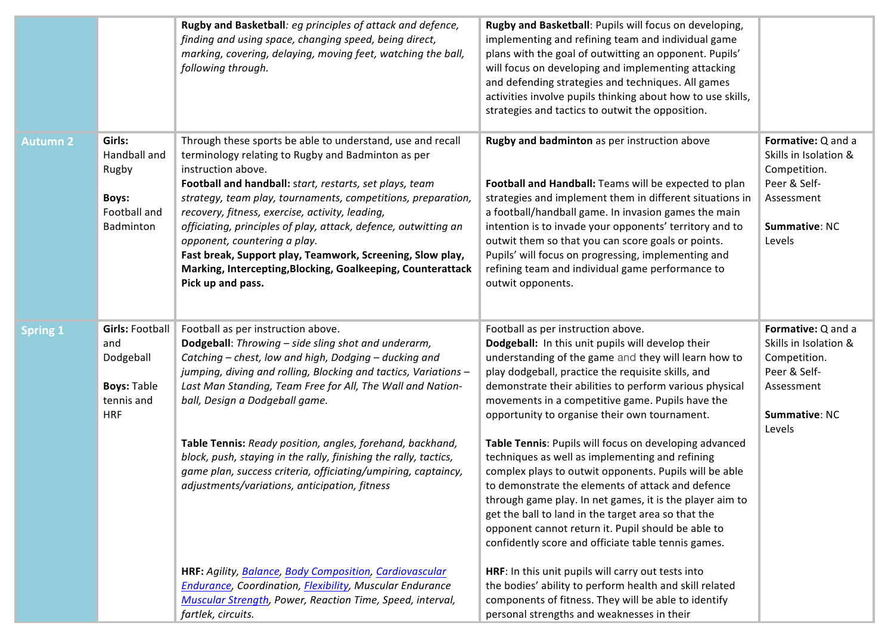| | | | | |
|---|---|---|---|---|
| | | **Rugby and Basketball***: eg principles of attack and defence, finding and using space, changing speed, being direct, marking, covering, delaying, moving feet, watching the ball, following through.* | **Rugby and Basketball**: Pupils will focus on developing, implementing and refining team and individual game plans with the goal of outwitting an opponent. Pupils' will focus on developing and implementing attacking and defending strategies and techniques. All games activities involve pupils thinking about how to use skills, strategies and tactics to outwit the opposition. | |
| **Autumn 2** | **Girls:** Handball and Rugby<br><br>**Boys:** Football and Badminton | Through these sports be able to understand, use and recall terminology relating to Rugby and Badminton as per instruction above.<br>**Football and handball:** *start, restarts, set plays, team strategy, team play, tournaments, competitions, preparation, recovery, fitness, exercise, activity, leading, officiating, principles of play, attack, defence, outwitting an opponent, countering a play.*<br>**Fast break, Support play, Teamwork, Screening, Slow play, Marking, Intercepting,Blocking, Goalkeeping, Counterattack Pick up and pass.** | **Rugby and badminton** as per instruction above<br><br>**Football and Handball:** Teams will be expected to plan strategies and implement them in different situations in a football/handball game. In invasion games the main intention is to invade your opponents' territory and to outwit them so that you can score goals or points. Pupils' will focus on progressing, implementing and refining team and individual game performance to outwit opponents. | **Formative:** Q and a Skills in Isolation & Competition. Peer & Self-Assessment<br><br>**Summative**: NC Levels |
| **Spring 1** | **Girls:** Football and Dodgeball<br><br>**Boys:** Table tennis and HRF | Football as per instruction above.<br>**Dodgeball**: *Throwing – side sling shot and underarm, Catching – chest, low and high, Dodging – ducking and jumping, diving and rolling, Blocking and tactics, Variations – Last Man Standing, Team Free for All, The Wall and Nation-ball, Design a Dodgeball game.*<br><br>**Table Tennis:** *Ready position, angles, forehand, backhand, block, push, staying in the rally, finishing the rally, tactics, game plan, success criteria, officiating/umpiring, captaincy, adjustments/variations, anticipation, fitness*<br><br>**HRF:** *Agility, Balance, Body Composition, Cardiovascular Endurance, Coordination, Flexibility, Muscular Endurance Muscular Strength, Power, Reaction Time, Speed, interval, fartlek, circuits.* | Football as per instruction above.<br>**Dodgeball:** In this unit pupils will develop their understanding of the game and they will learn how to play dodgeball, practice the requisite skills, and demonstrate their abilities to perform various physical movements in a competitive game. Pupils have the opportunity to organise their own tournament.<br><br>**Table Tennis**: Pupils will focus on developing advanced techniques as well as implementing and refining complex plays to outwit opponents. Pupils will be able to demonstrate the elements of attack and defence through game play. In net games, it is the player aim to get the ball to land in the target area so that the opponent cannot return it. Pupil should be able to confidently score and officiate table tennis games.<br><br>**HRF**: In this unit pupils will carry out tests into the bodies' ability to perform health and skill related components of fitness. They will be able to identify personal strengths and weaknesses in their | **Formative:** Q and a Skills in Isolation & Competition. Peer & Self-Assessment<br><br>**Summative**: NC Levels |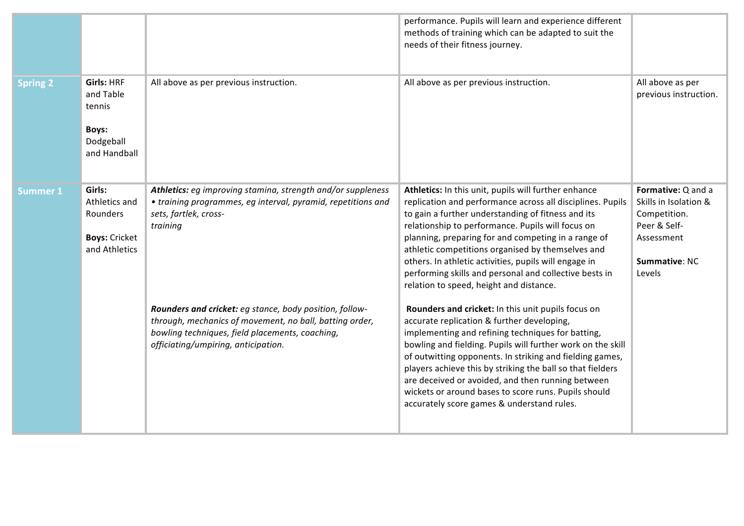| | | | | |
|---|---|---|---|---|
| | | | performance. Pupils will learn and experience different methods of training which can be adapted to suit the needs of their fitness journey. | |
| **Spring 2** | **Girls:** HRF and Table tennis<br><br>**Boys:** Dodgeball and Handball | All above as per previous instruction. | All above as per previous instruction. | All above as per previous instruction. |
| **Summer 1** | **Girls:** Athletics and Rounders<br><br>**Boys:** Cricket and Athletics | ***Athletics:*** *eg improving stamina, strength and/or suppleness • training programmes, eg interval, pyramid, repetitions and sets, fartlek, cross-training*<br><br>***Rounders and cricket:*** *eg stance, body position, follow-through, mechanics of movement, no ball, batting order, bowling techniques, field placements, coaching, officiating/umpiring, anticipation.* | **Athletics:** In this unit, pupils will further enhance replication and performance across all disciplines. Pupils to gain a further understanding of fitness and its relationship to performance. Pupils will focus on planning, preparing for and competing in a range of athletic competitions organised by themselves and others. In athletic activities, pupils will engage in performing skills and personal and collective bests in relation to speed, height and distance.<br><br>**Rounders and cricket:** In this unit pupils focus on accurate replication & further developing, implementing and refining techniques for batting, bowling and fielding. Pupils will further work on the skill of outwitting opponents. In striking and fielding games, players achieve this by striking the ball so that fielders are deceived or avoided, and then running between wickets or around bases to score runs. Pupils should accurately score games & understand rules. | **Formative:** Q and a Skills in Isolation & Competition.<br>Peer & Self-Assessment<br><br>**Summative**: NC Levels |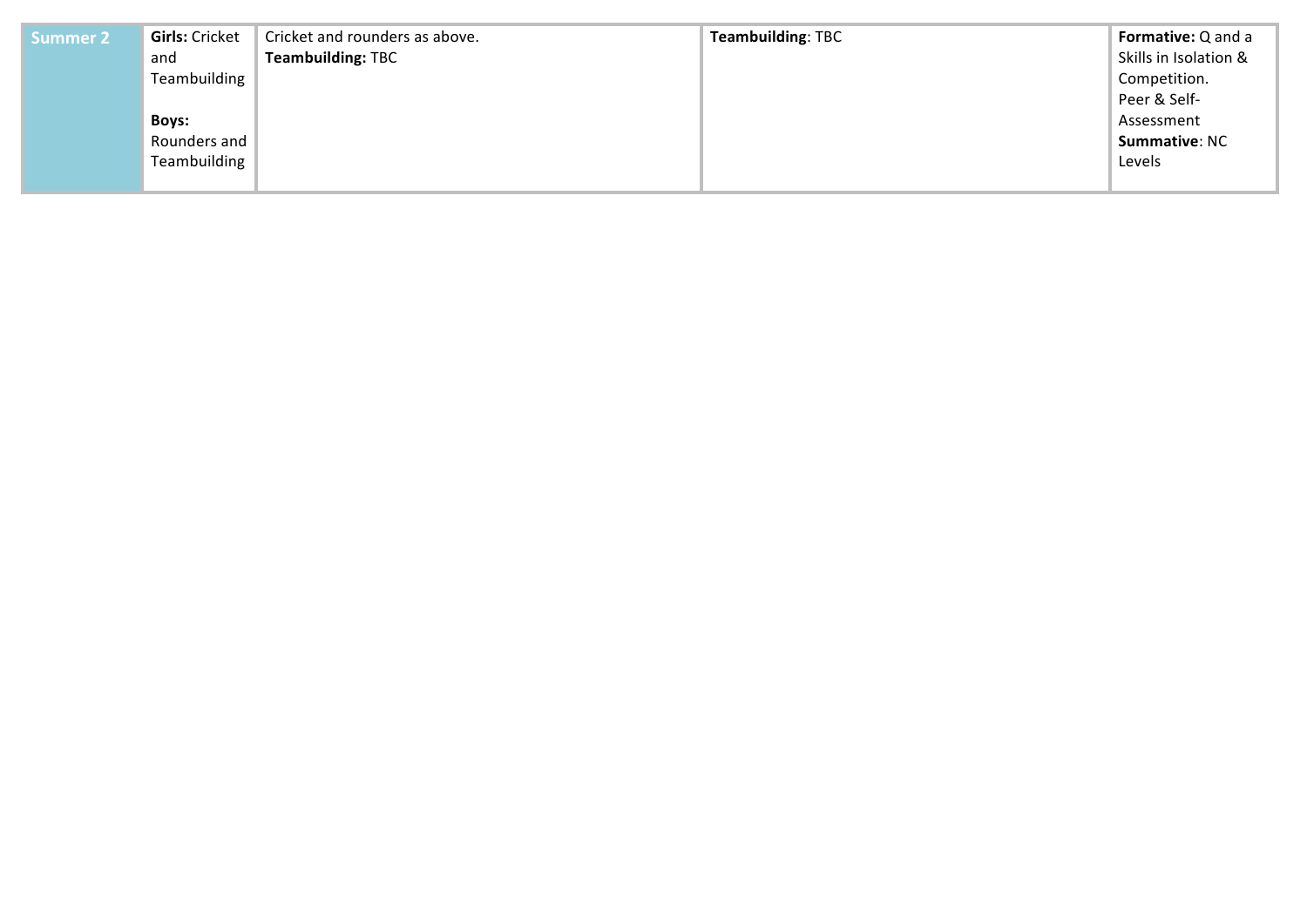| | | | | |
|---|---|---|---|---|
| Summer 2 | **Girls:** Cricket and Teambuilding<br><br>**Boys:** Rounders and Teambuilding | Cricket and rounders as above.<br>**Teambuilding:** TBC | **Teambuilding**: TBC | **Formative:** Q and a Skills in Isolation & Competition.<br>Peer & Self-Assessment<br>**Summative**: NC Levels |